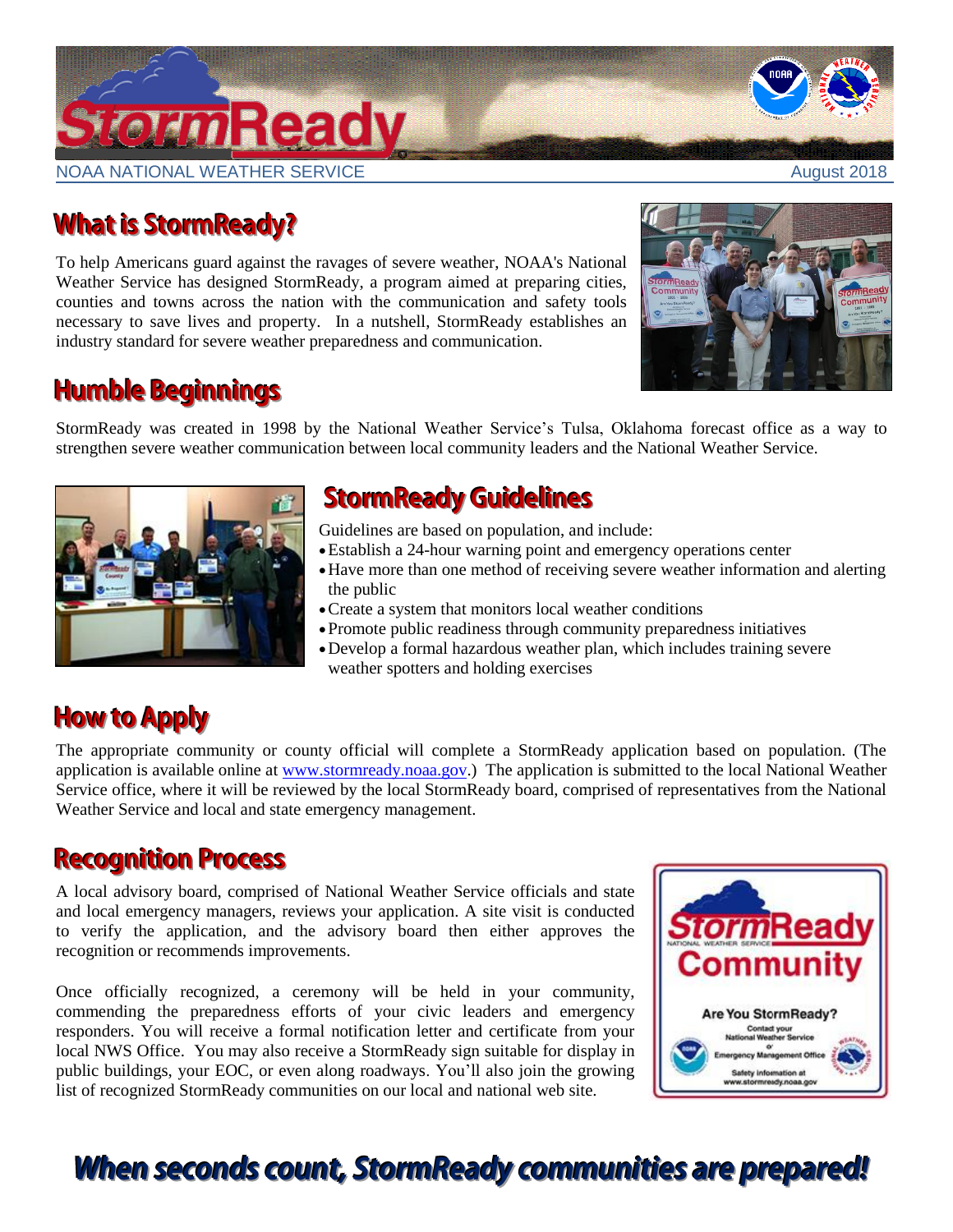# StormReady

NOAA NATIONAL WEATHER SERVICE — August 2018

## What is StormReady?

To help Americans guard against the ravages of severe weather, NOAA's National Weather Service has designed StormReady, a program aimed at preparing cities, counties and towns across the nation with the communication and safety tools necessary to save lives and property. In a nutshell, StormReady establishes an industry standard for severe weather preparedness and communication.

## Humble Beginnings

StormReady was created in 1998 by the National Weather Service's Tulsa, Oklahoma forecast office as a way to strengthen severe weather communication between local community leaders and the National Weather Service.

## StormReady Guidelines

Guidelines are based on population, and include:

- Establish a 24-hour warning point and emergency operations center
- Have more than one method of receiving severe weather information and alerting the public
- Create a system that monitors local weather conditions
- Promote public readiness through community preparedness initiatives
- Develop a formal hazardous weather plan, which includes training severe weather spotters and holding exercises

## How to Apply

The appropriate community or county official will complete a StormReady application based on population. (The application is available online at www.stormready.noaa.gov.) The application is submitted to the local National Weather Service office, where it will be reviewed by the local StormReady board, comprised of representatives from the National Weather Service and local and state emergency management.

## Recognition Process

A local advisory board, comprised of National Weather Service officials and state and local emergency managers, reviews your application. A site visit is conducted to verify the application, and the advisory board then either approves the recognition or recommends improvements.

Once officially recognized, a ceremony will be held in your community, commending the preparedness efforts of your civic leaders and emergency responders. You will receive a formal notification letter and certificate from your local NWS Office. You may also receive a StormReady sign suitable for display in public buildings, your EOC, or even along roadways. You'll also join the growing list of recognized StormReady communities on our local and national web site.

StormReady Community — National Weather Service

Are You StormReady?
Contact your National Weather Service or Emergency Management Office
Safety information at www.stormready.noaa.gov

## *When seconds count, StormReady communities are prepared!*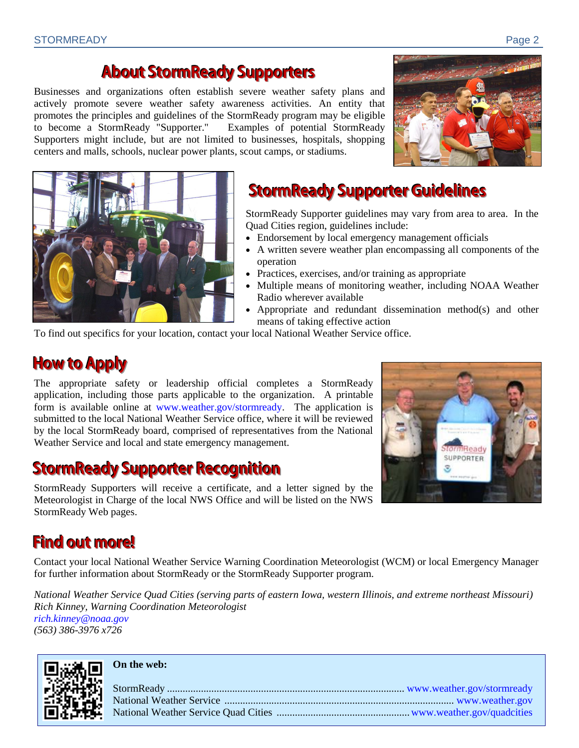## About StormReady Supporters

Businesses and organizations often establish severe weather safety plans and actively promote severe weather safety awareness activities. An entity that promotes the principles and guidelines of the StormReady program may be eligible to become a StormReady "Supporter." Examples of potential StormReady Supporters might include, but are not limited to, businesses, hospitals, shopping centers and malls, schools, nuclear power plants, scout camps, or stadiums.

## StormReady Supporter Guidelines

StormReady Supporter guidelines may vary from area to area. In the Quad Cities region, guidelines include:

- Endorsement by local emergency management officials
- A written severe weather plan encompassing all components of the operation
- Practices, exercises, and/or training as appropriate
- Multiple means of monitoring weather, including NOAA Weather Radio wherever available
- Appropriate and redundant dissemination method(s) and other means of taking effective action

To find out specifics for your location, contact your local National Weather Service office.

## How to Apply

The appropriate safety or leadership official completes a StormReady application, including those parts applicable to the organization. A printable form is available online at www.weather.gov/stormready. The application is submitted to the local National Weather Service office, where it will be reviewed by the local StormReady board, comprised of representatives from the National Weather Service and local and state emergency management.

## StormReady Supporter Recognition

StormReady Supporters will receive a certificate, and a letter signed by the Meteorologist in Charge of the local NWS Office and will be listed on the NWS StormReady Web pages.

## Find out more!

Contact your local National Weather Service Warning Coordination Meteorologist (WCM) or local Emergency Manager for further information about StormReady or the StormReady Supporter program.

*National Weather Service Quad Cities (serving parts of eastern Iowa, western Illinois, and extreme northeast Missouri)*
*Rich Kinney, Warning Coordination Meteorologist*
*rich.kinney@noaa.gov*
*(563) 386-3976 x726*

**On the web:**

StormReady .......... www.weather.gov/stormready
National Weather Service .......... www.weather.gov
National Weather Service Quad Cities .......... www.weather.gov/quadcities